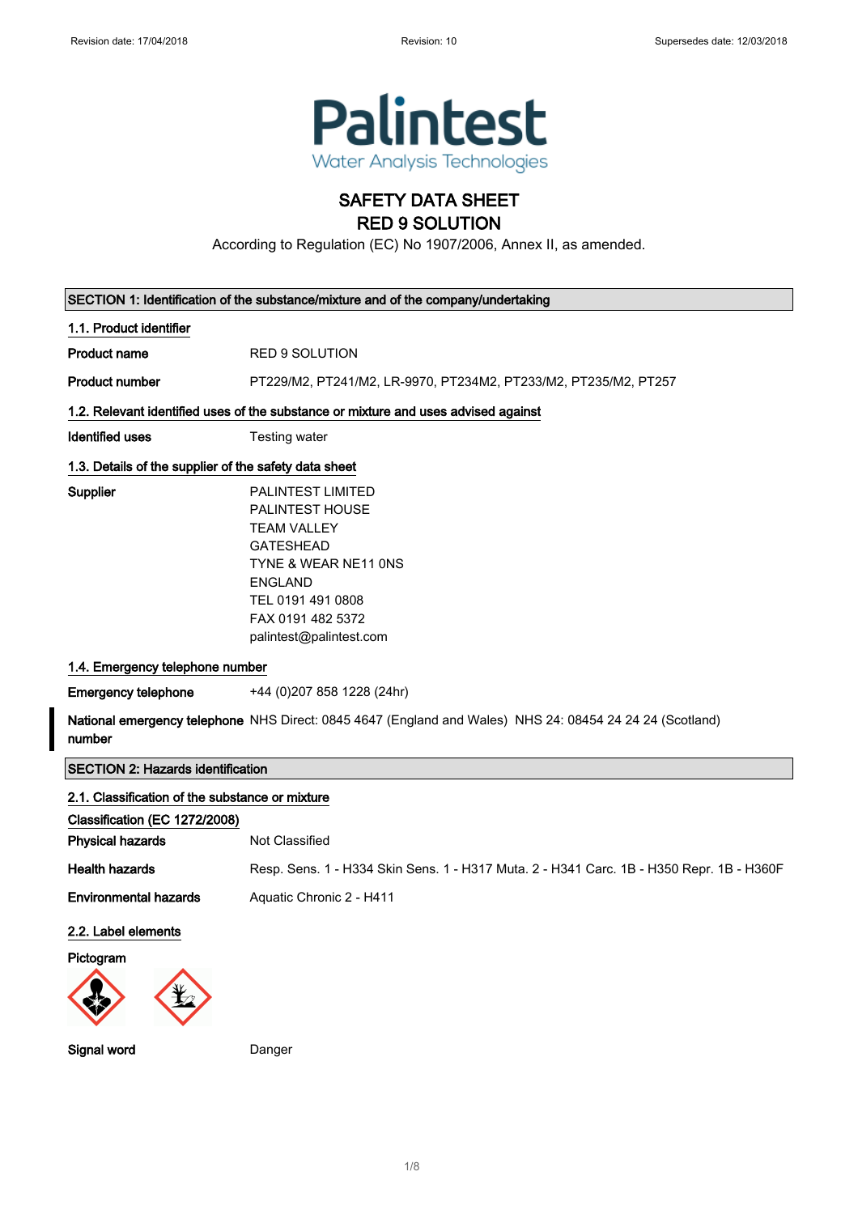Revision date: 17/04/2018 Revision: 10 Supersedes date: 12/03/2018

Palintest

Water Analysis Technologies

# SAFETY DATA SHEET
# RED 9 SOLUTION

According to Regulation (EC) No 1907/2006, Annex II, as amended.

## SECTION 1: Identification of the substance/mixture and of the company/undertaking

### 1.1. Product identifier

**Product name** RED 9 SOLUTION

**Product number** PT229/M2, PT241/M2, LR-9970, PT234M2, PT233/M2, PT235/M2, PT257

### 1.2. Relevant identified uses of the substance or mixture and uses advised against

**Identified uses** Testing water

### 1.3. Details of the supplier of the safety data sheet

**Supplier**
PALINTEST LIMITED
PALINTEST HOUSE
TEAM VALLEY
GATESHEAD
TYNE & WEAR NE11 0NS
ENGLAND
TEL 0191 491 0808
FAX 0191 482 5372
palintest@palintest.com

### 1.4. Emergency telephone number

**Emergency telephone** +44 (0)207 858 1228 (24hr)

**National emergency telephone number** NHS Direct: 0845 4647 (England and Wales) NHS 24: 08454 24 24 24 (Scotland)

## SECTION 2: Hazards identification

### 2.1. Classification of the substance or mixture

**Classification (EC 1272/2008)**

**Physical hazards** Not Classified

**Health hazards** Resp. Sens. 1 - H334 Skin Sens. 1 - H317 Muta. 2 - H341 Carc. 1B - H350 Repr. 1B - H360F

**Environmental hazards** Aquatic Chronic 2 - H411

### 2.2. Label elements

**Pictogram**

**Signal word** Danger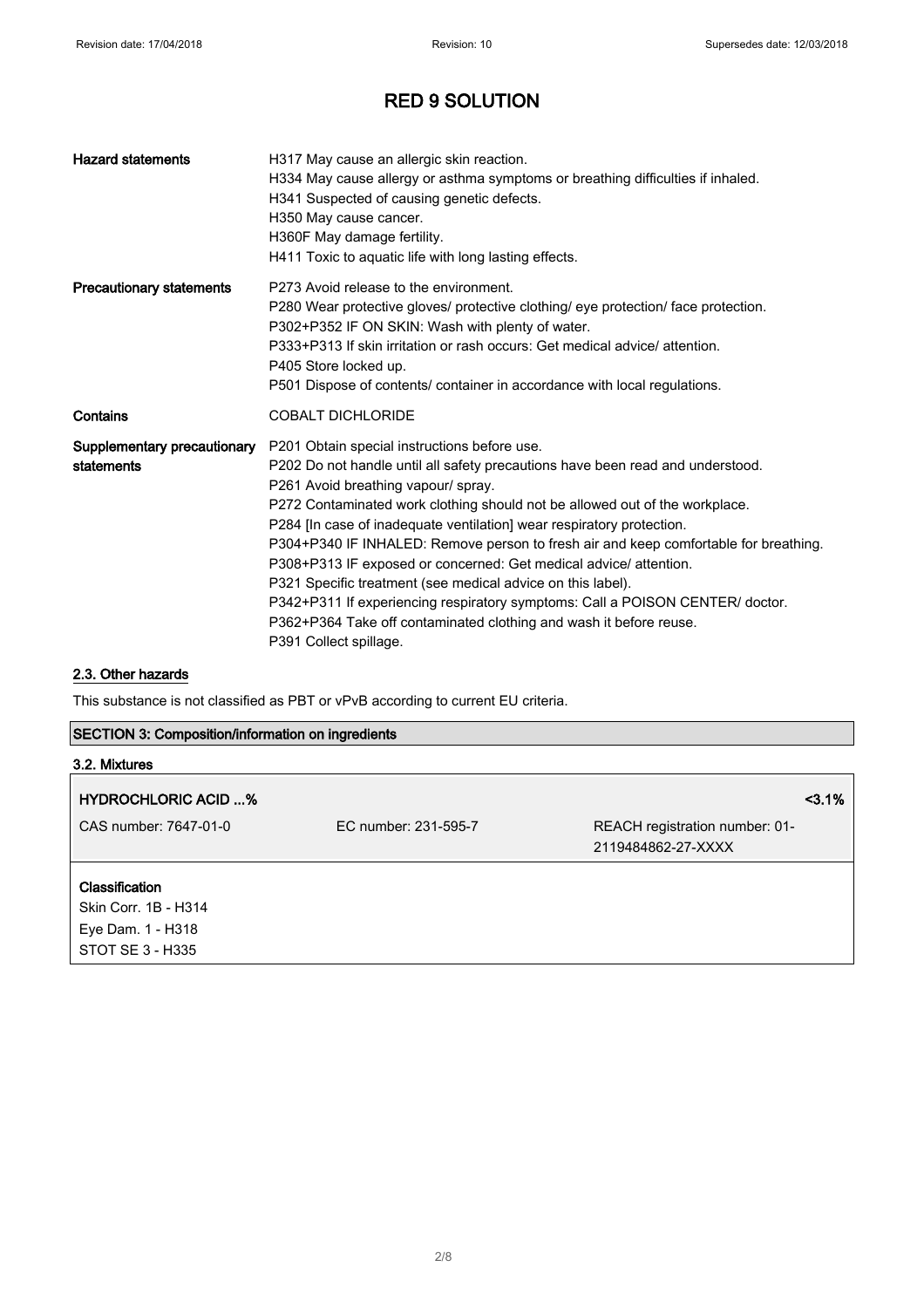# RED 9 SOLUTION

| | |
|---|---|
| **Hazard statements** | H317 May cause an allergic skin reaction.<br>H334 May cause allergy or asthma symptoms or breathing difficulties if inhaled.<br>H341 Suspected of causing genetic defects.<br>H350 May cause cancer.<br>H360F May damage fertility.<br>H411 Toxic to aquatic life with long lasting effects. |
| **Precautionary statements** | P273 Avoid release to the environment.<br>P280 Wear protective gloves/ protective clothing/ eye protection/ face protection.<br>P302+P352 IF ON SKIN: Wash with plenty of water.<br>P333+P313 If skin irritation or rash occurs: Get medical advice/ attention.<br>P405 Store locked up.<br>P501 Dispose of contents/ container in accordance with local regulations. |
| **Contains** | COBALT DICHLORIDE |
| **Supplementary precautionary statements** | P201 Obtain special instructions before use.<br>P202 Do not handle until all safety precautions have been read and understood.<br>P261 Avoid breathing vapour/ spray.<br>P272 Contaminated work clothing should not be allowed out of the workplace.<br>P284 [In case of inadequate ventilation] wear respiratory protection.<br>P304+P340 IF INHALED: Remove person to fresh air and keep comfortable for breathing.<br>P308+P313 IF exposed or concerned: Get medical advice/ attention.<br>P321 Specific treatment (see medical advice on this label).<br>P342+P311 If experiencing respiratory symptoms: Call a POISON CENTER/ doctor.<br>P362+P364 Take off contaminated clothing and wash it before reuse.<br>P391 Collect spillage. |

### 2.3. Other hazards

This substance is not classified as PBT or vPvB according to current EU criteria.

## SECTION 3: Composition/information on ingredients

### 3.2. Mixtures

| **HYDROCHLORIC ACID ...%** | | **<3.1%** |
|---|---|---|
| CAS number: 7647-01-0 | EC number: 231-595-7 | REACH registration number: 01-2119484862-27-XXXX |

**Classification**

Skin Corr. 1B - H314
Eye Dam. 1 - H318
STOT SE 3 - H335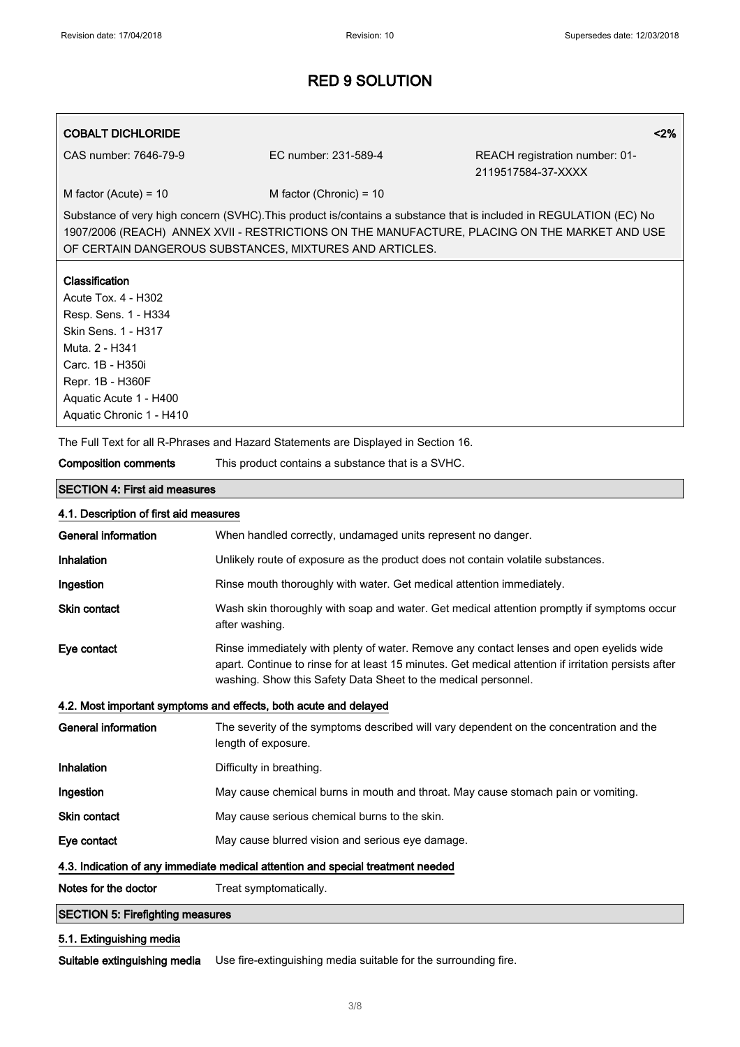# RED 9 SOLUTION

| **COBALT DICHLORIDE** | | **<2%** |
|---|---|---|
| CAS number: 7646-79-9 | EC number: 231-589-4 | REACH registration number: 01-2119517584-37-XXXX |
| M factor (Acute) = 10 | M factor (Chronic) = 10 | |

Substance of very high concern (SVHC).This product is/contains a substance that is included in REGULATION (EC) No 1907/2006 (REACH) ANNEX XVII - RESTRICTIONS ON THE MANUFACTURE, PLACING ON THE MARKET AND USE OF CERTAIN DANGEROUS SUBSTANCES, MIXTURES AND ARTICLES.

**Classification**

Acute Tox. 4 - H302
Resp. Sens. 1 - H334
Skin Sens. 1 - H317
Muta. 2 - H341
Carc. 1B - H350i
Repr. 1B - H360F
Aquatic Acute 1 - H400
Aquatic Chronic 1 - H410

The Full Text for all R-Phrases and Hazard Statements are Displayed in Section 16.

**Composition comments** This product contains a substance that is a SVHC.

## SECTION 4: First aid measures

### 4.1. Description of first aid measures

**General information** When handled correctly, undamaged units represent no danger.

**Inhalation** Unlikely route of exposure as the product does not contain volatile substances.

**Ingestion** Rinse mouth thoroughly with water. Get medical attention immediately.

**Skin contact** Wash skin thoroughly with soap and water. Get medical attention promptly if symptoms occur after washing.

**Eye contact** Rinse immediately with plenty of water. Remove any contact lenses and open eyelids wide apart. Continue to rinse for at least 15 minutes. Get medical attention if irritation persists after washing. Show this Safety Data Sheet to the medical personnel.

### 4.2. Most important symptoms and effects, both acute and delayed

**General information** The severity of the symptoms described will vary dependent on the concentration and the length of exposure.

**Inhalation** Difficulty in breathing.

**Ingestion** May cause chemical burns in mouth and throat. May cause stomach pain or vomiting.

**Skin contact** May cause serious chemical burns to the skin.

**Eye contact** May cause blurred vision and serious eye damage.

### 4.3. Indication of any immediate medical attention and special treatment needed

**Notes for the doctor** Treat symptomatically.

## SECTION 5: Firefighting measures

### 5.1. Extinguishing media

**Suitable extinguishing media** Use fire-extinguishing media suitable for the surrounding fire.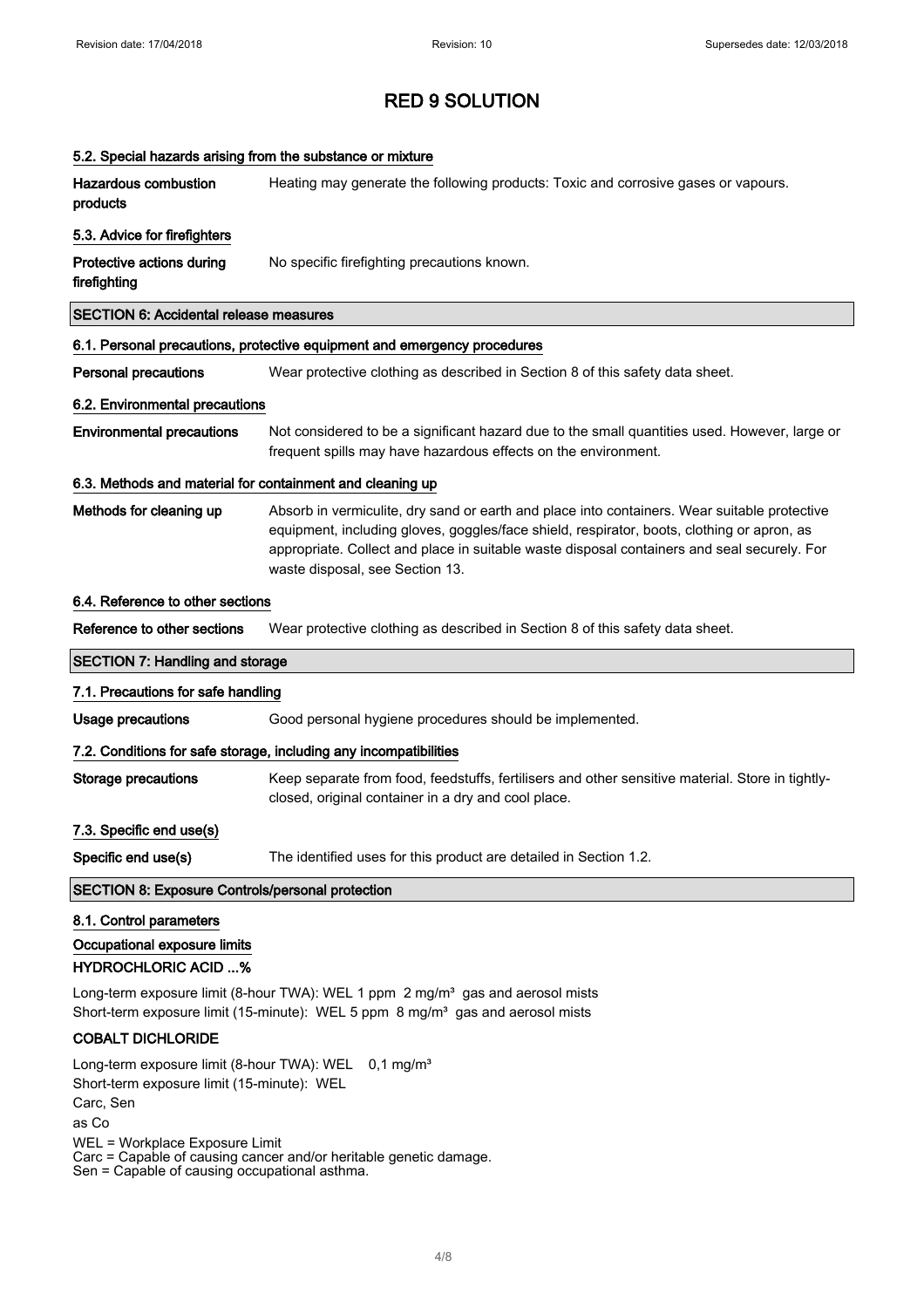# RED 9 SOLUTION

#### 5.2. Special hazards arising from the substance or mixture

**Hazardous combustion products** Heating may generate the following products: Toxic and corrosive gases or vapours.

#### 5.3. Advice for firefighters

**Protective actions during firefighting** No specific firefighting precautions known.

## SECTION 6: Accidental release measures

#### 6.1. Personal precautions, protective equipment and emergency procedures

**Personal precautions** Wear protective clothing as described in Section 8 of this safety data sheet.

#### 6.2. Environmental precautions

**Environmental precautions** Not considered to be a significant hazard due to the small quantities used. However, large or frequent spills may have hazardous effects on the environment.

#### 6.3. Methods and material for containment and cleaning up

**Methods for cleaning up** Absorb in vermiculite, dry sand or earth and place into containers. Wear suitable protective equipment, including gloves, goggles/face shield, respirator, boots, clothing or apron, as appropriate. Collect and place in suitable waste disposal containers and seal securely. For waste disposal, see Section 13.

#### 6.4. Reference to other sections

**Reference to other sections** Wear protective clothing as described in Section 8 of this safety data sheet.

## SECTION 7: Handling and storage

#### 7.1. Precautions for safe handling

**Usage precautions** Good personal hygiene procedures should be implemented.

#### 7.2. Conditions for safe storage, including any incompatibilities

**Storage precautions** Keep separate from food, feedstuffs, fertilisers and other sensitive material. Store in tightly-closed, original container in a dry and cool place.

#### 7.3. Specific end use(s)

**Specific end use(s)** The identified uses for this product are detailed in Section 1.2.

## SECTION 8: Exposure Controls/personal protection

#### 8.1. Control parameters

#### Occupational exposure limits

**HYDROCHLORIC ACID ...%**

Long-term exposure limit (8-hour TWA): WEL 1 ppm 2 mg/m³ gas and aerosol mists
Short-term exposure limit (15-minute): WEL 5 ppm 8 mg/m³ gas and aerosol mists

**COBALT DICHLORIDE**

Long-term exposure limit (8-hour TWA): WEL 0,1 mg/m³
Short-term exposure limit (15-minute): WEL
Carc, Sen
as Co

WEL = Workplace Exposure Limit
Carc = Capable of causing cancer and/or heritable genetic damage.
Sen = Capable of causing occupational asthma.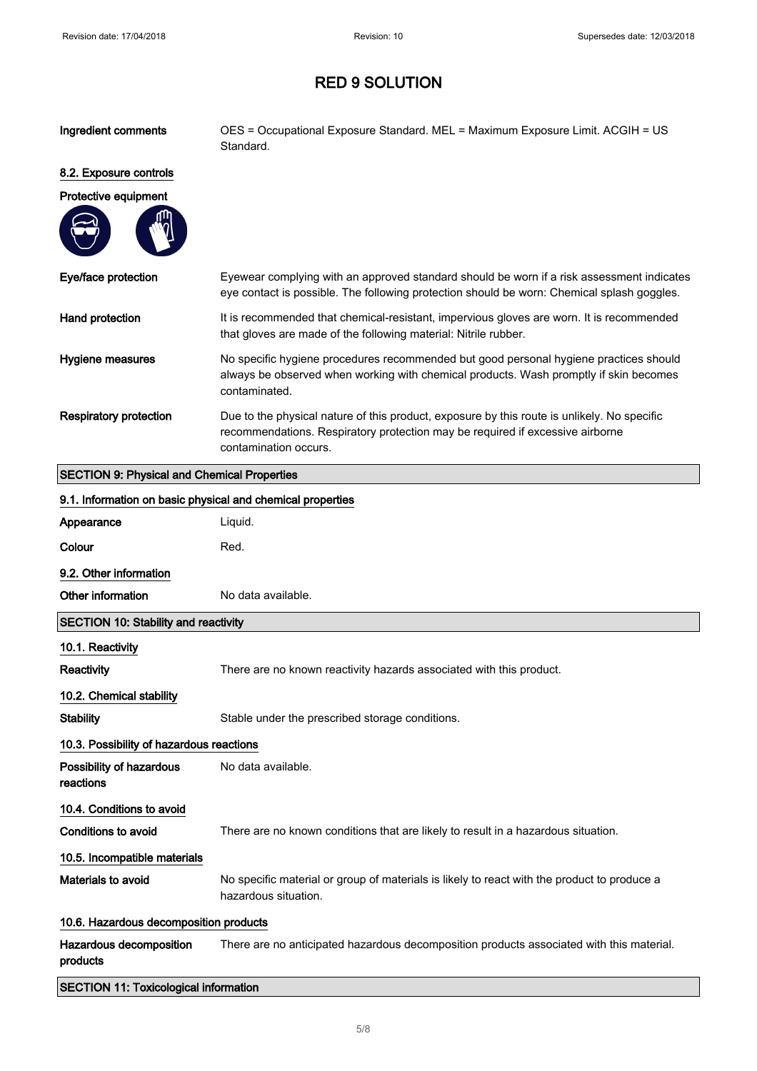# RED 9 SOLUTION

**Ingredient comments** OES = Occupational Exposure Standard. MEL = Maximum Exposure Limit. ACGIH = US Standard.

### 8.2. Exposure controls

**Protective equipment**

**Eye/face protection** Eyewear complying with an approved standard should be worn if a risk assessment indicates eye contact is possible. The following protection should be worn: Chemical splash goggles.

**Hand protection** It is recommended that chemical-resistant, impervious gloves are worn. It is recommended that gloves are made of the following material: Nitrile rubber.

**Hygiene measures** No specific hygiene procedures recommended but good personal hygiene practices should always be observed when working with chemical products. Wash promptly if skin becomes contaminated.

**Respiratory protection** Due to the physical nature of this product, exposure by this route is unlikely. No specific recommendations. Respiratory protection may be required if excessive airborne contamination occurs.

## SECTION 9: Physical and Chemical Properties

### 9.1. Information on basic physical and chemical properties

**Appearance** Liquid.

**Colour** Red.

### 9.2. Other information

**Other information** No data available.

## SECTION 10: Stability and reactivity

### 10.1. Reactivity

**Reactivity** There are no known reactivity hazards associated with this product.

### 10.2. Chemical stability

**Stability** Stable under the prescribed storage conditions.

### 10.3. Possibility of hazardous reactions

**Possibility of hazardous reactions** No data available.

### 10.4. Conditions to avoid

**Conditions to avoid** There are no known conditions that are likely to result in a hazardous situation.

### 10.5. Incompatible materials

**Materials to avoid** No specific material or group of materials is likely to react with the product to produce a hazardous situation.

### 10.6. Hazardous decomposition products

**Hazardous decomposition products** There are no anticipated hazardous decomposition products associated with this material.

## SECTION 11: Toxicological information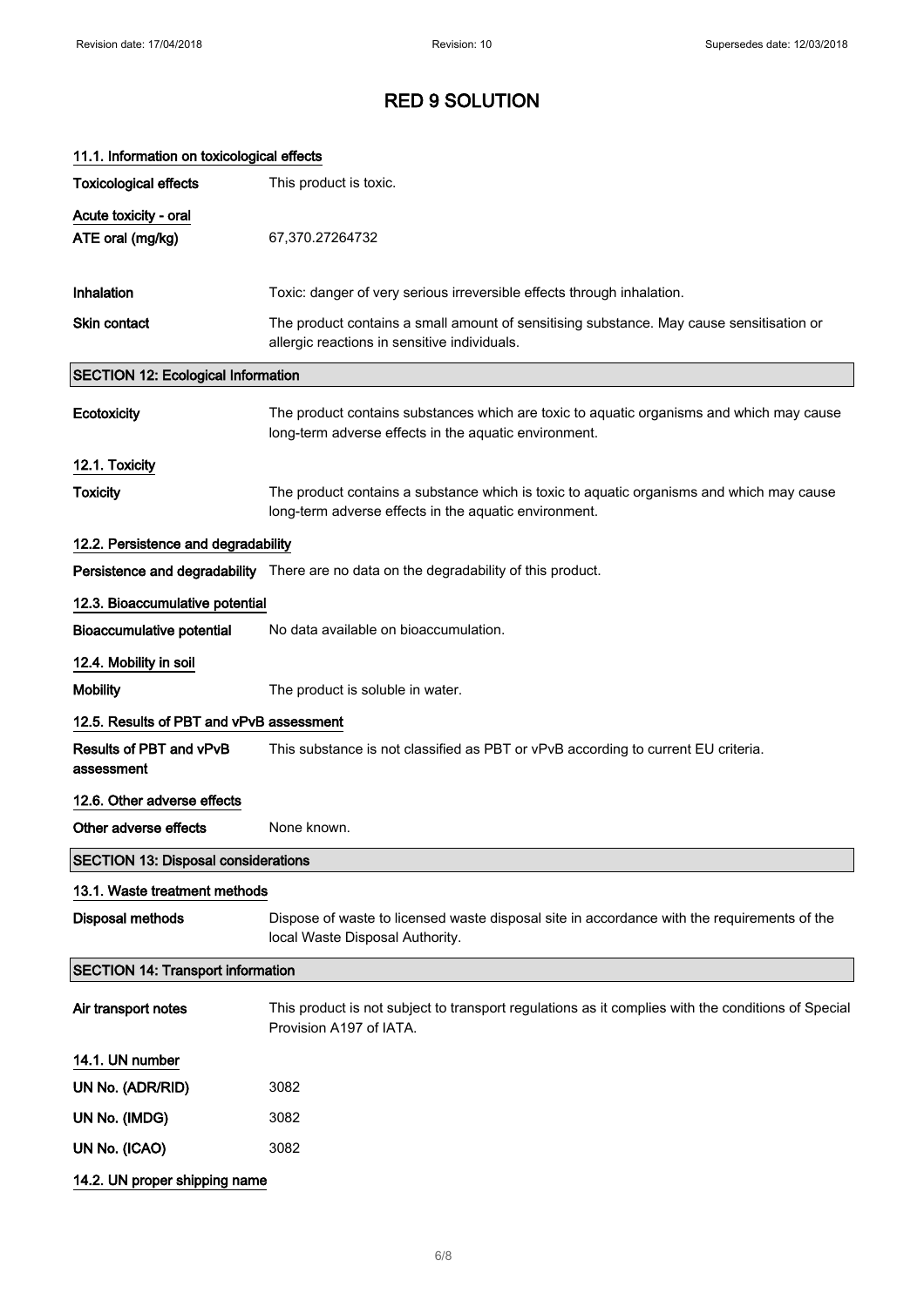# RED 9 SOLUTION

### 11.1. Information on toxicological effects

**Toxicological effects** This product is toxic.

**Acute toxicity - oral**

**ATE oral (mg/kg)** 67,370.27264732

**Inhalation** Toxic: danger of very serious irreversible effects through inhalation.

**Skin contact** The product contains a small amount of sensitising substance. May cause sensitisation or allergic reactions in sensitive individuals.

## SECTION 12: Ecological Information

**Ecotoxicity** The product contains substances which are toxic to aquatic organisms and which may cause long-term adverse effects in the aquatic environment.

### 12.1. Toxicity

**Toxicity** The product contains a substance which is toxic to aquatic organisms and which may cause long-term adverse effects in the aquatic environment.

### 12.2. Persistence and degradability

**Persistence and degradability** There are no data on the degradability of this product.

### 12.3. Bioaccumulative potential

**Bioaccumulative potential** No data available on bioaccumulation.

### 12.4. Mobility in soil

**Mobility** The product is soluble in water.

### 12.5. Results of PBT and vPvB assessment

**Results of PBT and vPvB assessment** This substance is not classified as PBT or vPvB according to current EU criteria.

### 12.6. Other adverse effects

**Other adverse effects** None known.

## SECTION 13: Disposal considerations

### 13.1. Waste treatment methods

**Disposal methods** Dispose of waste to licensed waste disposal site in accordance with the requirements of the local Waste Disposal Authority.

## SECTION 14: Transport information

**Air transport notes** This product is not subject to transport regulations as it complies with the conditions of Special Provision A197 of IATA.

### 14.1. UN number

**UN No. (ADR/RID)** 3082

**UN No. (IMDG)** 3082

**UN No. (ICAO)** 3082

### 14.2. UN proper shipping name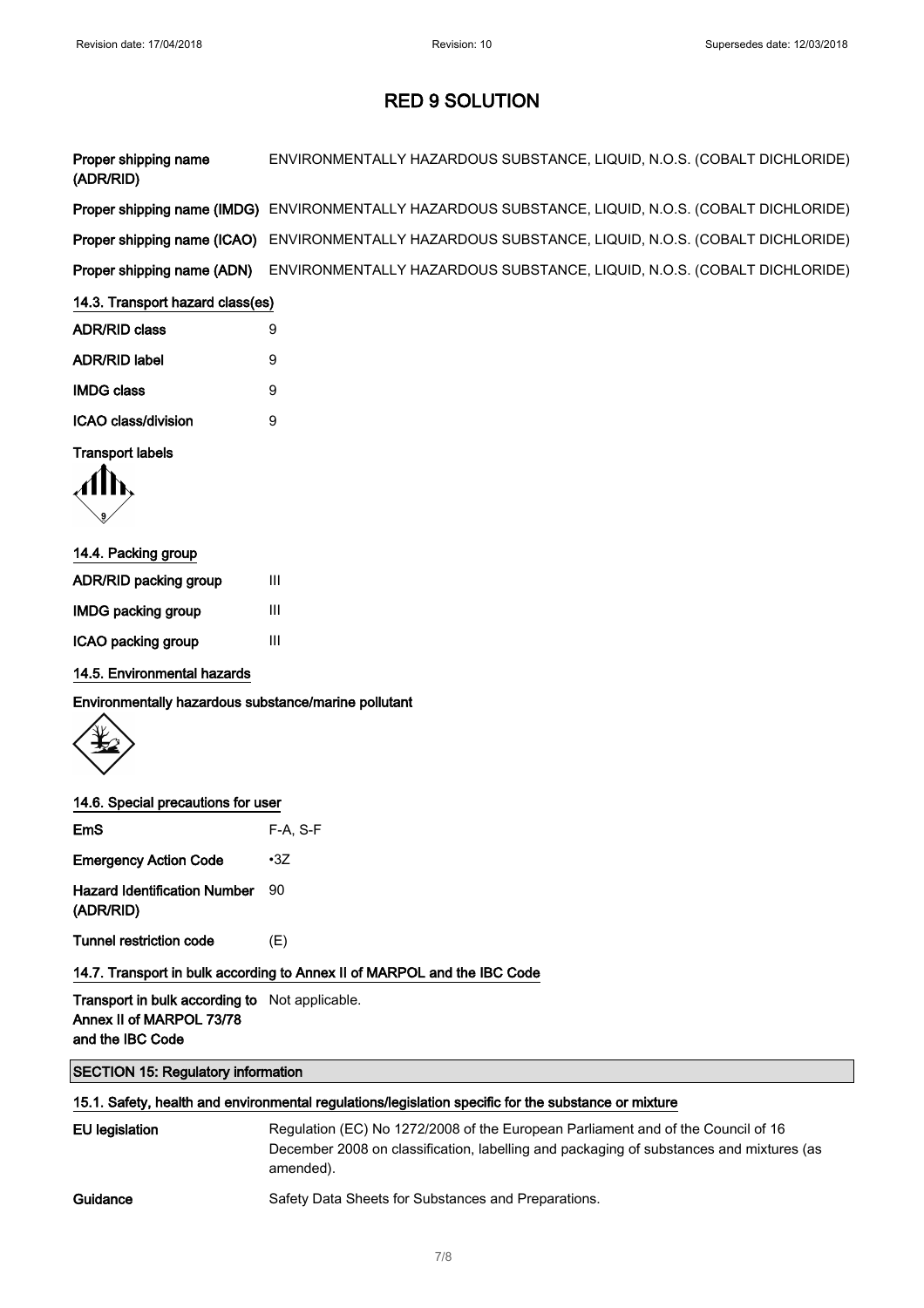# RED 9 SOLUTION

| | |
|---|---|
| **Proper shipping name (ADR/RID)** | ENVIRONMENTALLY HAZARDOUS SUBSTANCE, LIQUID, N.O.S. (COBALT DICHLORIDE) |
| **Proper shipping name (IMDG)** | ENVIRONMENTALLY HAZARDOUS SUBSTANCE, LIQUID, N.O.S. (COBALT DICHLORIDE) |
| **Proper shipping name (ICAO)** | ENVIRONMENTALLY HAZARDOUS SUBSTANCE, LIQUID, N.O.S. (COBALT DICHLORIDE) |
| **Proper shipping name (ADN)** | ENVIRONMENTALLY HAZARDOUS SUBSTANCE, LIQUID, N.O.S. (COBALT DICHLORIDE) |

### 14.3. Transport hazard class(es)

| | |
|---|---|
| **ADR/RID class** | 9 |
| **ADR/RID label** | 9 |
| **IMDG class** | 9 |
| **ICAO class/division** | 9 |

**Transport labels**

### 14.4. Packing group

| | |
|---|---|
| **ADR/RID packing group** | III |
| **IMDG packing group** | III |
| **ICAO packing group** | III |

### 14.5. Environmental hazards

**Environmentally hazardous substance/marine pollutant**

### 14.6. Special precautions for user

| | |
|---|---|
| **EmS** | F-A, S-F |
| **Emergency Action Code** | •3Z |
| **Hazard Identification Number (ADR/RID)** | 90 |
| **Tunnel restriction code** | (E) |

### 14.7. Transport in bulk according to Annex II of MARPOL and the IBC Code

| | |
|---|---|
| **Transport in bulk according to Annex II of MARPOL 73/78 and the IBC Code** | Not applicable. |

## SECTION 15: Regulatory information

### 15.1. Safety, health and environmental regulations/legislation specific for the substance or mixture

| | |
|---|---|
| **EU legislation** | Regulation (EC) No 1272/2008 of the European Parliament and of the Council of 16 December 2008 on classification, labelling and packaging of substances and mixtures (as amended). |
| **Guidance** | Safety Data Sheets for Substances and Preparations. |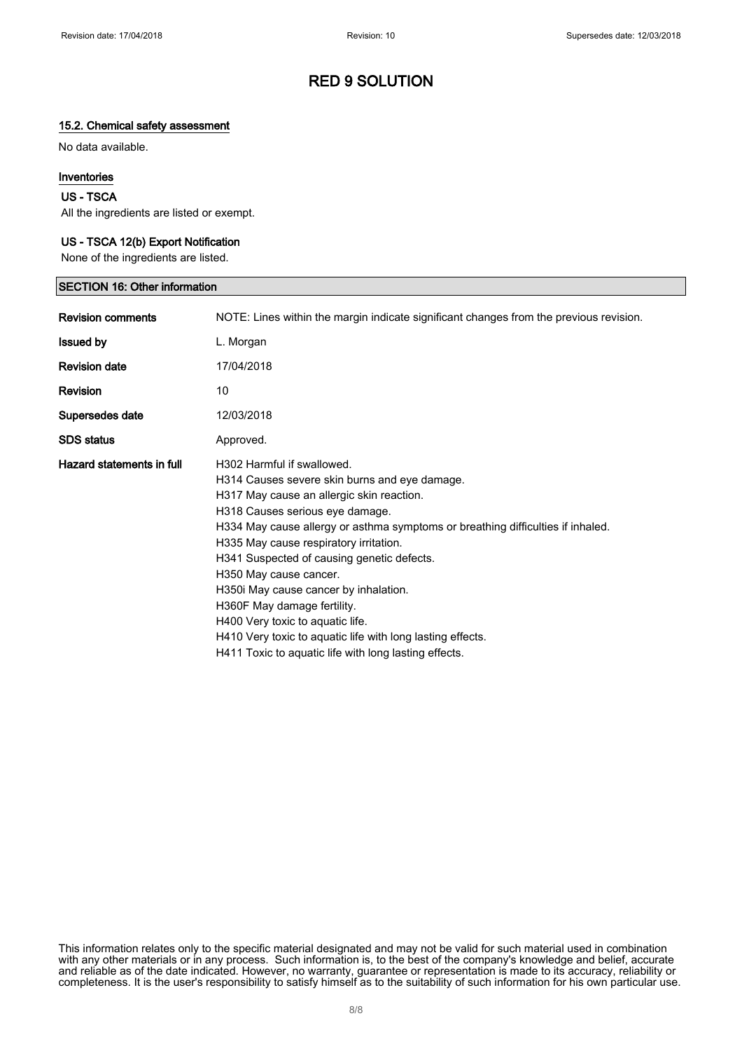# RED 9 SOLUTION

### 15.2. Chemical safety assessment

No data available.

### Inventories

#### US - TSCA

All the ingredients are listed or exempt.

#### US - TSCA 12(b) Export Notification

None of the ingredients are listed.

## SECTION 16: Other information

| | |
|---|---|
| **Revision comments** | NOTE: Lines within the margin indicate significant changes from the previous revision. |
| **Issued by** | L. Morgan |
| **Revision date** | 17/04/2018 |
| **Revision** | 10 |
| **Supersedes date** | 12/03/2018 |
| **SDS status** | Approved. |
| **Hazard statements in full** | H302 Harmful if swallowed.<br>H314 Causes severe skin burns and eye damage.<br>H317 May cause an allergic skin reaction.<br>H318 Causes serious eye damage.<br>H334 May cause allergy or asthma symptoms or breathing difficulties if inhaled.<br>H335 May cause respiratory irritation.<br>H341 Suspected of causing genetic defects.<br>H350 May cause cancer.<br>H350i May cause cancer by inhalation.<br>H360F May damage fertility.<br>H400 Very toxic to aquatic life.<br>H410 Very toxic to aquatic life with long lasting effects.<br>H411 Toxic to aquatic life with long lasting effects. |

This information relates only to the specific material designated and may not be valid for such material used in combination with any other materials or in any process. Such information is, to the best of the company's knowledge and belief, accurate and reliable as of the date indicated. However, no warranty, guarantee or representation is made to its accuracy, reliability or completeness. It is the user's responsibility to satisfy himself as to the suitability of such information for his own particular use.